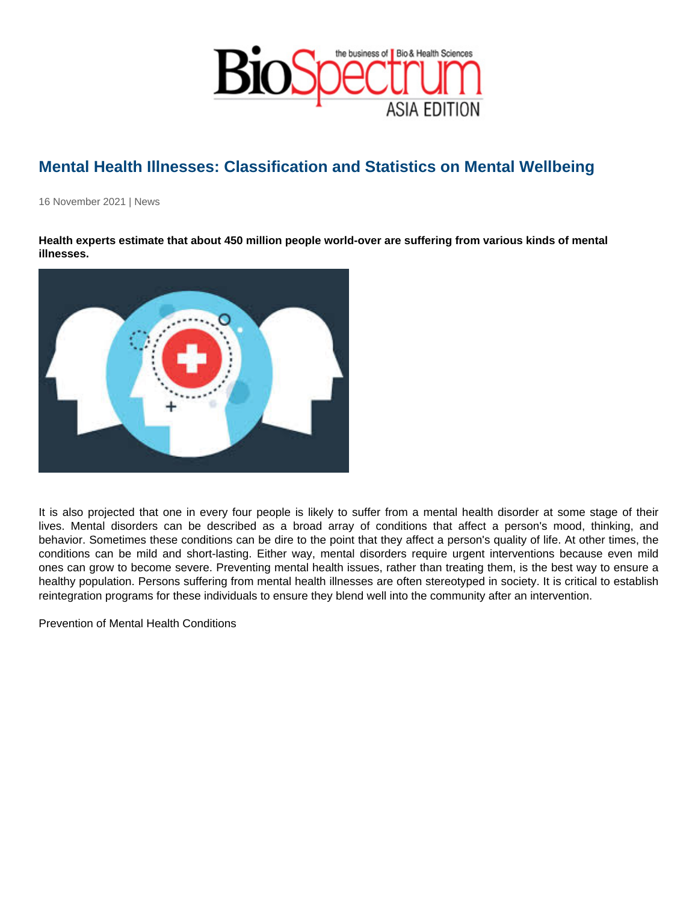# Mental Health Illnesses: Classification and Statistics on Mental Wellbeing

16 November 2021 | News

**Health experts estimate that about 450 million people world-over are suffering from various kinds of mental illnesses.**

It is also projected that one in every four people is likely to suffer from a mental health disorder at some stage of their lives. Mental disorders can be described as a broad array of conditions that affect a person's mood, thinking, and behavior. Sometimes these conditions can be dire to the point that they affect a person's quality of life. At other times, the conditions can be mild and short-lasting. Either way, mental disorders require urgent interventions because even mild ones can grow to become severe. Preventing mental health issues, rather than treating them, is the best way to ensure a healthy population. Persons suffering from mental health illnesses are often stereotyped in society. It is critical to establish reintegration programs for these individuals to ensure they blend well into the community after an intervention.

Prevention of Mental Health Conditions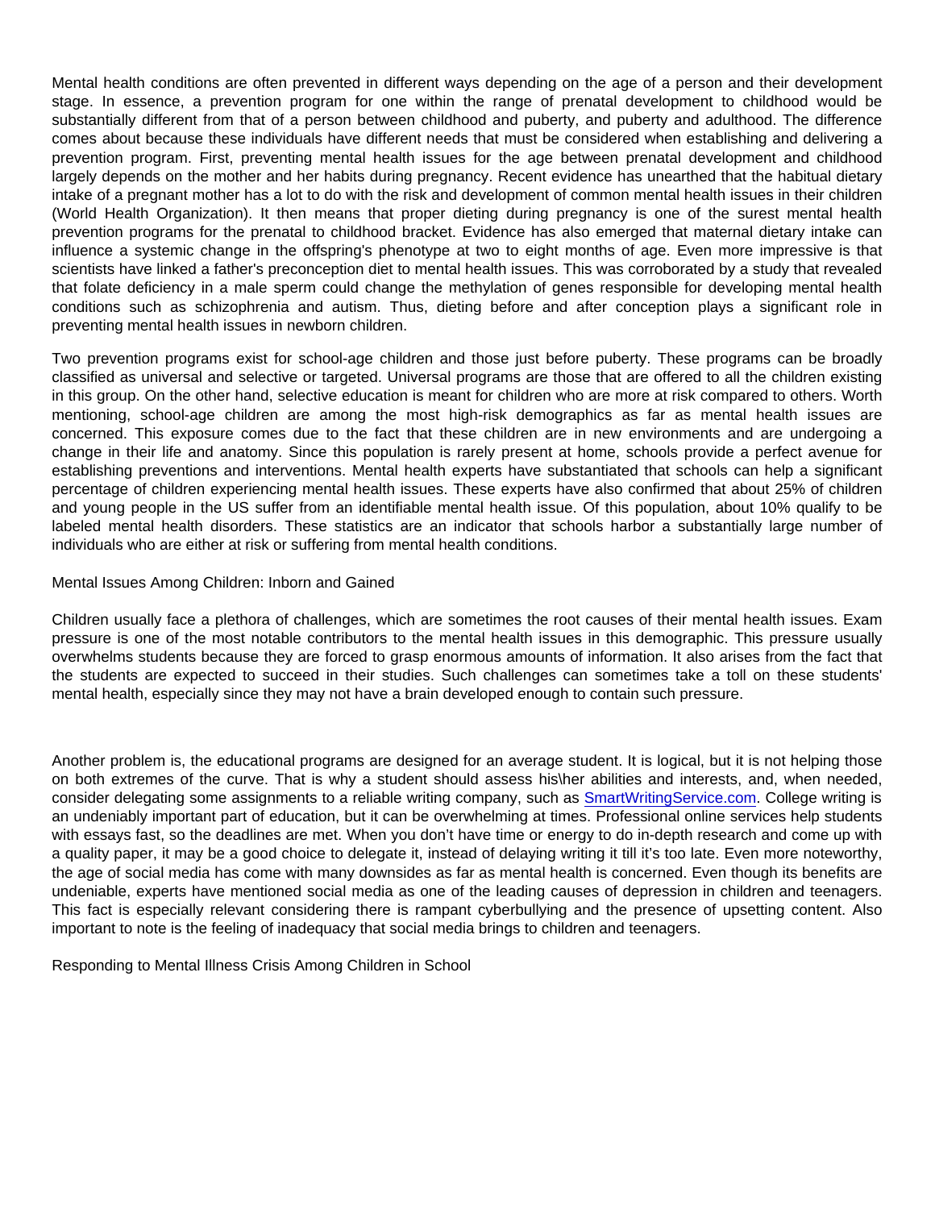Mental health conditions are often prevented in different ways depending on the age of a person and their development stage. In essence, a prevention program for one within the range of prenatal development to childhood would be substantially different from that of a person between childhood and puberty, and puberty and adulthood. The difference comes about because these individuals have different needs that must be considered when establishing and delivering a prevention program. First, preventing mental health issues for the age between prenatal development and childhood largely depends on the mother and her habits during pregnancy. Recent evidence has unearthed that the habitual dietary intake of a pregnant mother has a lot to do with the risk and development of common mental health issues in their children (World Health Organization). It then means that proper dieting during pregnancy is one of the surest mental health prevention programs for the prenatal to childhood bracket. Evidence has also emerged that maternal dietary intake can influence a systemic change in the offspring's phenotype at two to eight months of age. Even more impressive is that scientists have linked a father's preconception diet to mental health issues. This was corroborated by a study that revealed that folate deficiency in a male sperm could change the methylation of genes responsible for developing mental health conditions such as schizophrenia and autism. Thus, dieting before and after conception plays a significant role in preventing mental health issues in newborn children.

Two prevention programs exist for school-age children and those just before puberty. These programs can be broadly classified as universal and selective or targeted. Universal programs are those that are offered to all the children existing in this group. On the other hand, selective education is meant for children who are more at risk compared to others. Worth mentioning, school-age children are among the most high-risk demographics as far as mental health issues are concerned. This exposure comes due to the fact that these children are in new environments and are undergoing a change in their life and anatomy. Since this population is rarely present at home, schools provide a perfect avenue for establishing preventions and interventions. Mental health experts have substantiated that schools can help a significant percentage of children experiencing mental health issues. These experts have also confirmed that about 25% of children and young people in the US suffer from an identifiable mental health issue. Of this population, about 10% qualify to be labeled mental health disorders. These statistics are an indicator that schools harbor a substantially large number of individuals who are either at risk or suffering from mental health conditions.

## Mental Issues Among Children: Inborn and Gained

Children usually face a plethora of challenges, which are sometimes the root causes of their mental health issues. Exam pressure is one of the most notable contributors to the mental health issues in this demographic. This pressure usually overwhelms students because they are forced to grasp enormous amounts of information. It also arises from the fact that the students are expected to succeed in their studies. Such challenges can sometimes take a toll on these students' mental health, especially since they may not have a brain developed enough to contain such pressure.

Another problem is, the educational programs are designed for an average student. It is logical, but it is not helping those on both extremes of the curve. That is why a student should assess his\her abilities and interests, and, when needed, consider delegating some assignments to a reliable writing company, such as [SmartWritingService.com](SmartWritingService.com). College writing is an undeniably important part of education, but it can be overwhelming at times. Professional online services help students with essays fast, so the deadlines are met. When you don't have time or energy to do in-depth research and come up with a quality paper, it may be a good choice to delegate it, instead of delaying writing it till it's too late. Even more noteworthy, the age of social media has come with many downsides as far as mental health is concerned. Even though its benefits are undeniable, experts have mentioned social media as one of the leading causes of depression in children and teenagers. This fact is especially relevant considering there is rampant cyberbullying and the presence of upsetting content. Also important to note is the feeling of inadequacy that social media brings to children and teenagers.

## Responding to Mental Illness Crisis Among Children in School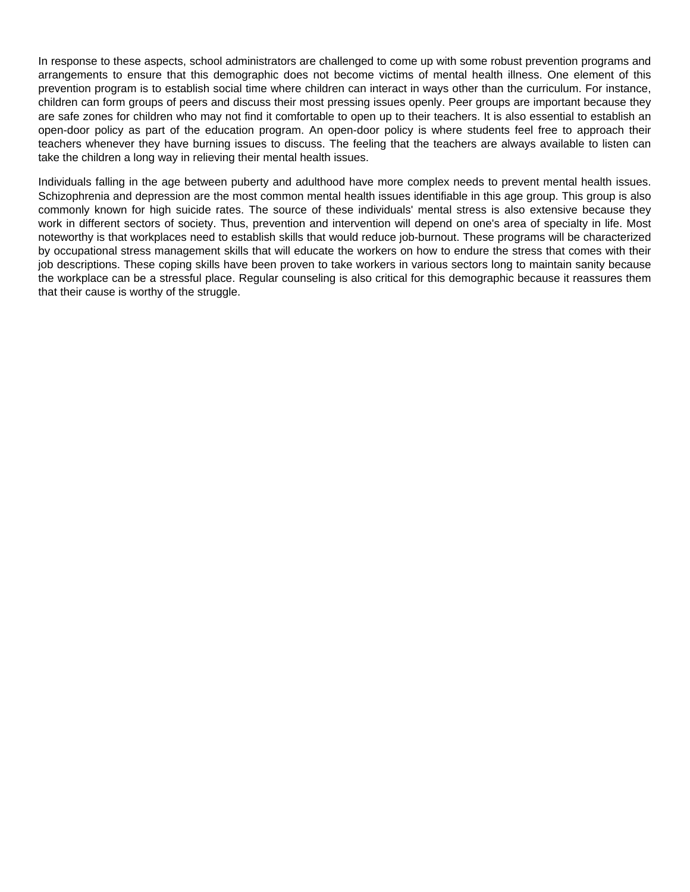In response to these aspects, school administrators are challenged to come up with some robust prevention programs and arrangements to ensure that this demographic does not become victims of mental health illness. One element of this prevention program is to establish social time where children can interact in ways other than the curriculum. For instance, children can form groups of peers and discuss their most pressing issues openly. Peer groups are important because they are safe zones for children who may not find it comfortable to open up to their teachers. It is also essential to establish an open-door policy as part of the education program. An open-door policy is where students feel free to approach their teachers whenever they have burning issues to discuss. The feeling that the teachers are always available to listen can take the children a long way in relieving their mental health issues.

Individuals falling in the age between puberty and adulthood have more complex needs to prevent mental health issues. Schizophrenia and depression are the most common mental health issues identifiable in this age group. This group is also commonly known for high suicide rates. The source of these individuals' mental stress is also extensive because they work in different sectors of society. Thus, prevention and intervention will depend on one's area of specialty in life. Most noteworthy is that workplaces need to establish skills that would reduce job-burnout. These programs will be characterized by occupational stress management skills that will educate the workers on how to endure the stress that comes with their job descriptions. These coping skills have been proven to take workers in various sectors long to maintain sanity because the workplace can be a stressful place. Regular counseling is also critical for this demographic because it reassures them that their cause is worthy of the struggle.